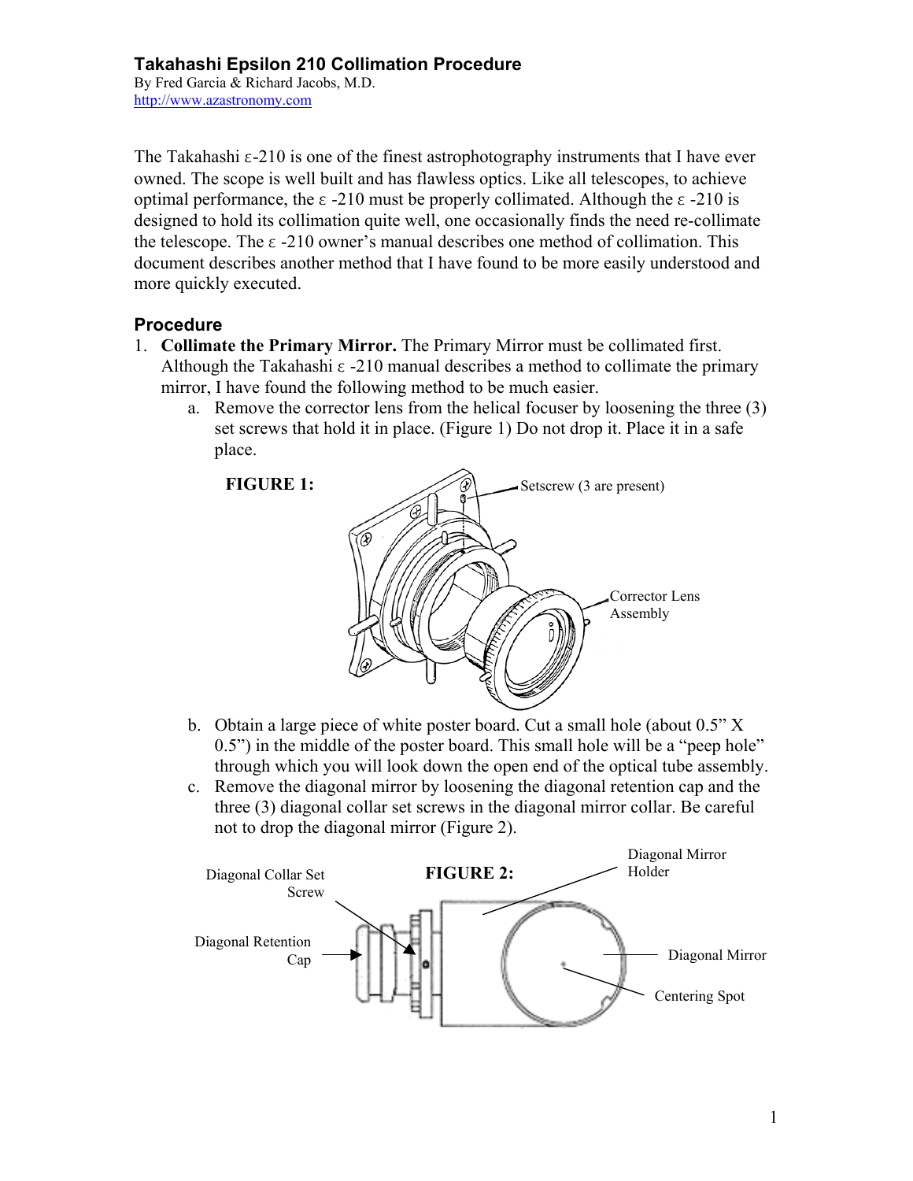# Takahashi Epsilon 210 Collimation Procedure

By Fred Garcia & Richard Jacobs, M.D.
http://www.azastronomy.com

The Takahashi ε-210 is one of the finest astrophotography instruments that I have ever owned. The scope is well built and has flawless optics. Like all telescopes, to achieve optimal performance, the ε -210 must be properly collimated. Although the ε -210 is designed to hold its collimation quite well, one occasionally finds the need re-collimate the telescope. The ε -210 owner's manual describes one method of collimation. This document describes another method that I have found to be more easily understood and more quickly executed.

## Procedure

1. **Collimate the Primary Mirror.** The Primary Mirror must be collimated first. Although the Takahashi ε -210 manual describes a method to collimate the primary mirror, I have found the following method to be much easier.
   a. Remove the corrector lens from the helical focuser by loosening the three (3) set screws that hold it in place. (Figure 1) Do not drop it. Place it in a safe place.

      **FIGURE 1:**

      Setscrew (3 are present)

      Corrector Lens Assembly

   b. Obtain a large piece of white poster board. Cut a small hole (about 0.5" X 0.5") in the middle of the poster board. This small hole will be a "peep hole" through which you will look down the open end of the optical tube assembly.
   c. Remove the diagonal mirror by loosening the diagonal retention cap and the three (3) diagonal collar set screws in the diagonal mirror collar. Be careful not to drop the diagonal mirror (Figure 2).

**FIGURE 2:**

Diagonal Collar Set Screw

Diagonal Retention Cap

Diagonal Mirror Holder

Diagonal Mirror

Centering Spot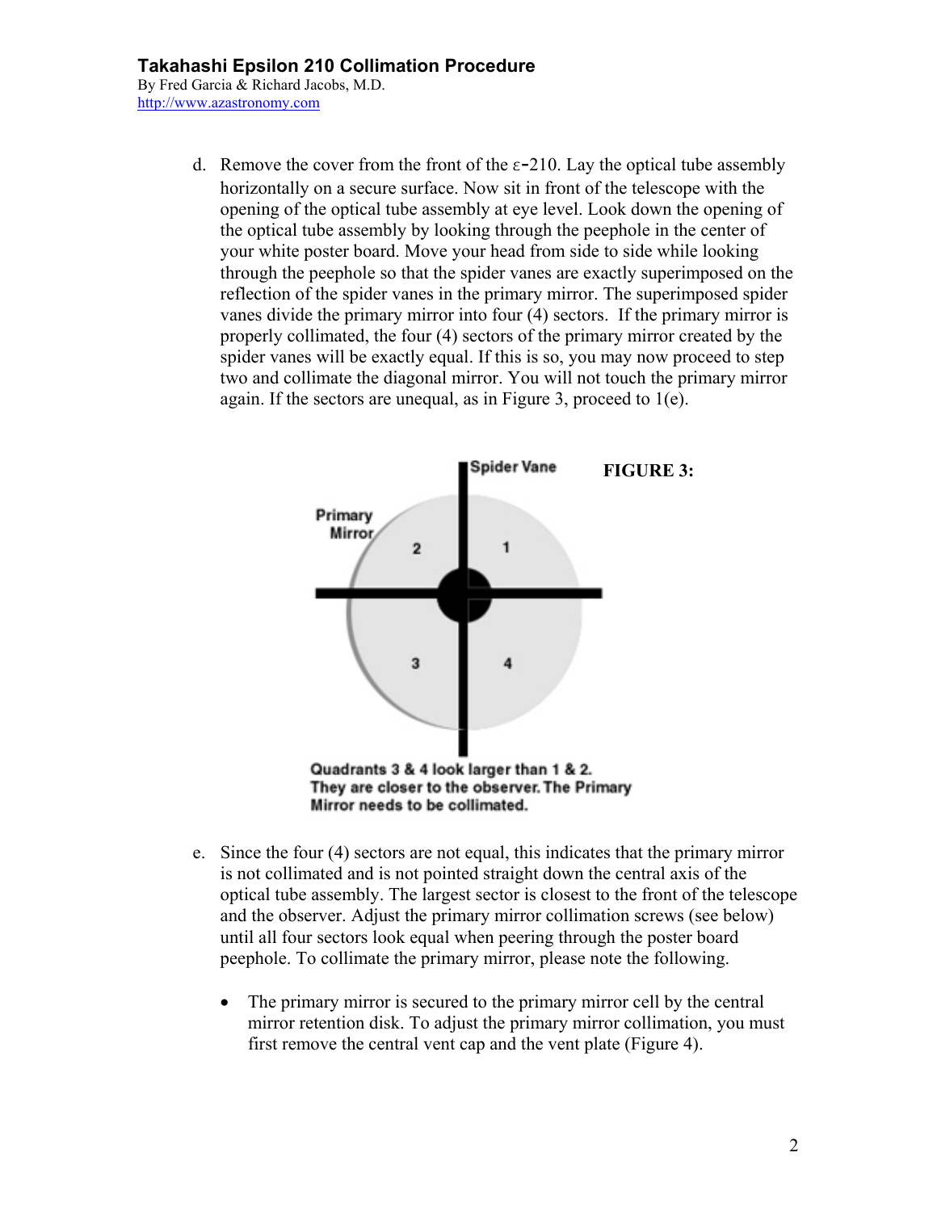d. Remove the cover from the front of the ε-210. Lay the optical tube assembly horizontally on a secure surface. Now sit in front of the telescope with the opening of the optical tube assembly at eye level. Look down the opening of the optical tube assembly by looking through the peephole in the center of your white poster board. Move your head from side to side while looking through the peephole so that the spider vanes are exactly superimposed on the reflection of the spider vanes in the primary mirror. The superimposed spider vanes divide the primary mirror into four (4) sectors. If the primary mirror is properly collimated, the four (4) sectors of the primary mirror created by the spider vanes will be exactly equal. If this is so, you may now proceed to step two and collimate the diagonal mirror. You will not touch the primary mirror again. If the sectors are unequal, as in Figure 3, proceed to 1(e).

**FIGURE 3:**

Spider Vane

Primary Mirror

2 1

3 4

Quadrants 3 & 4 look larger than 1 & 2. They are closer to the observer. The Primary Mirror needs to be collimated.

e. Since the four (4) sectors are not equal, this indicates that the primary mirror is not collimated and is not pointed straight down the central axis of the optical tube assembly. The largest sector is closest to the front of the telescope and the observer. Adjust the primary mirror collimation screws (see below) until all four sectors look equal when peering through the poster board peephole. To collimate the primary mirror, please note the following.

   - The primary mirror is secured to the primary mirror cell by the central mirror retention disk. To adjust the primary mirror collimation, you must first remove the central vent cap and the vent plate (Figure 4).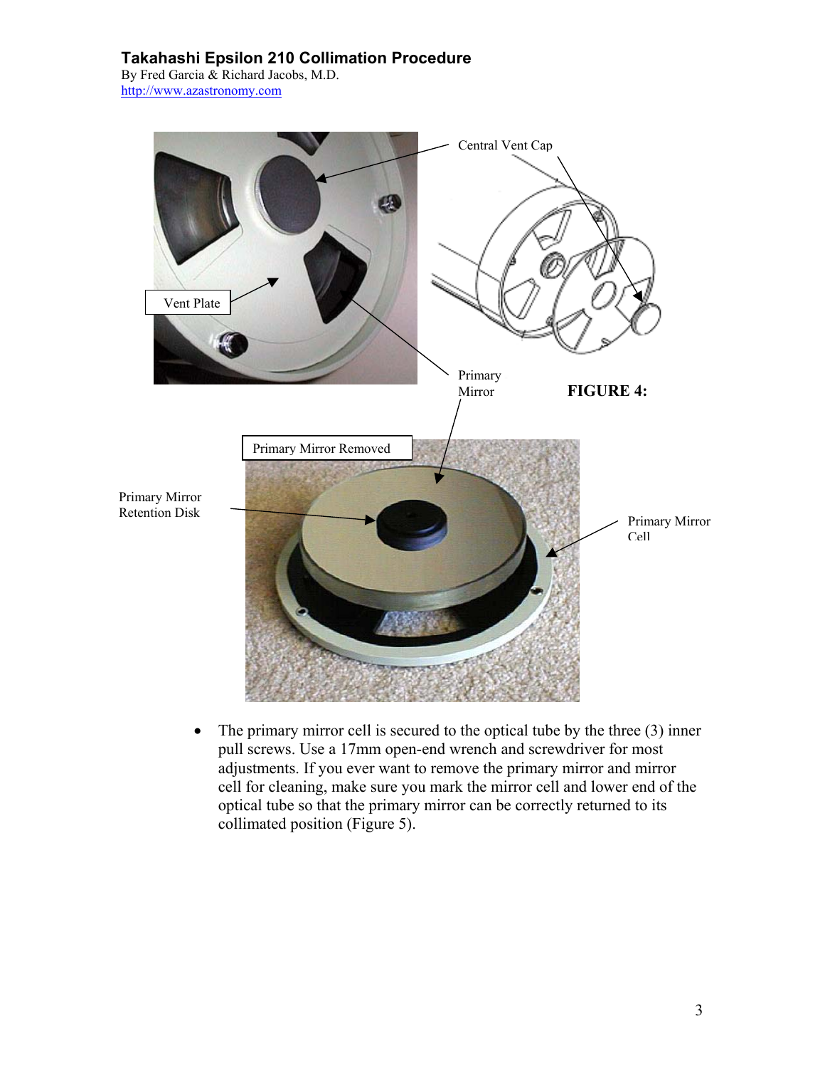## Takahashi Epsilon 210 Collimation Procedure

By Fred Garcia & Richard Jacobs, M.D.
http://www.azastronomy.com

Central Vent Cap

Vent Plate

Primary Mirror

**FIGURE 4:**

Primary Mirror Removed

Primary Mirror Retention Disk

Primary Mirror Cell

- The primary mirror cell is secured to the optical tube by the three (3) inner pull screws. Use a 17mm open-end wrench and screwdriver for most adjustments. If you ever want to remove the primary mirror and mirror cell for cleaning, make sure you mark the mirror cell and lower end of the optical tube so that the primary mirror can be correctly returned to its collimated position (Figure 5).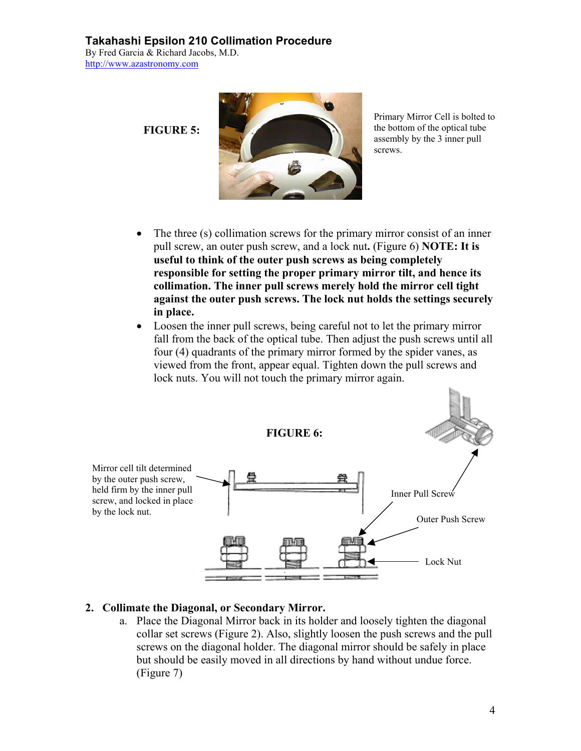FIGURE 5:

Primary Mirror Cell is bolted to the bottom of the optical tube assembly by the 3 inner pull screws.

- The three (s) collimation screws for the primary mirror consist of an inner pull screw, an outer push screw, and a lock nut**.** (Figure 6) **NOTE: It is useful to think of the outer push screws as being completely responsible for setting the proper primary mirror tilt, and hence its collimation. The inner pull screws merely hold the mirror cell tight against the outer push screws. The lock nut holds the settings securely in place.**
- Loosen the inner pull screws, being careful not to let the primary mirror fall from the back of the optical tube. Then adjust the push screws until all four (4) quadrants of the primary mirror formed by the spider vanes, as viewed from the front, appear equal. Tighten down the pull screws and lock nuts. You will not touch the primary mirror again.

FIGURE 6:

Mirror cell tilt determined by the outer push screw, held firm by the inner pull screw, and locked in place by the lock nut.

Inner Pull Screw

Outer Push Screw

Lock Nut

2. **Collimate the Diagonal, or Secondary Mirror.**
   a. Place the Diagonal Mirror back in its holder and loosely tighten the diagonal collar set screws (Figure 2). Also, slightly loosen the push screws and the pull screws on the diagonal holder. The diagonal mirror should be safely in place but should be easily moved in all directions by hand without undue force. (Figure 7)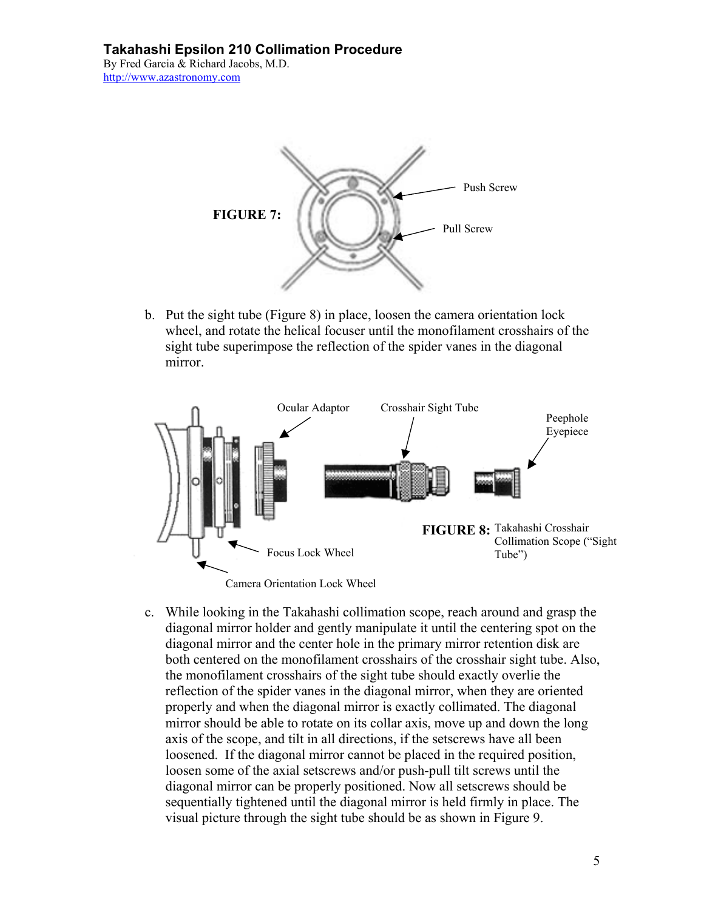FIGURE 7:

Push Screw

Pull Screw

b. Put the sight tube (Figure 8) in place, loosen the camera orientation lock wheel, and rotate the helical focuser until the monofilament crosshairs of the sight tube superimpose the reflection of the spider vanes in the diagonal mirror.

Ocular Adaptor

Crosshair Sight Tube

Peephole Eyepiece

Focus Lock Wheel

Camera Orientation Lock Wheel

**FIGURE 8:** Takahashi Crosshair Collimation Scope ("Sight Tube")

c. While looking in the Takahashi collimation scope, reach around and grasp the diagonal mirror holder and gently manipulate it until the centering spot on the diagonal mirror and the center hole in the primary mirror retention disk are both centered on the monofilament crosshairs of the crosshair sight tube. Also, the monofilament crosshairs of the sight tube should exactly overlie the reflection of the spider vanes in the diagonal mirror, when they are oriented properly and when the diagonal mirror is exactly collimated. The diagonal mirror should be able to rotate on its collar axis, move up and down the long axis of the scope, and tilt in all directions, if the setscrews have all been loosened. If the diagonal mirror cannot be placed in the required position, loosen some of the axial setscrews and/or push-pull tilt screws until the diagonal mirror can be properly positioned. Now all setscrews should be sequentially tightened until the diagonal mirror is held firmly in place. The visual picture through the sight tube should be as shown in Figure 9.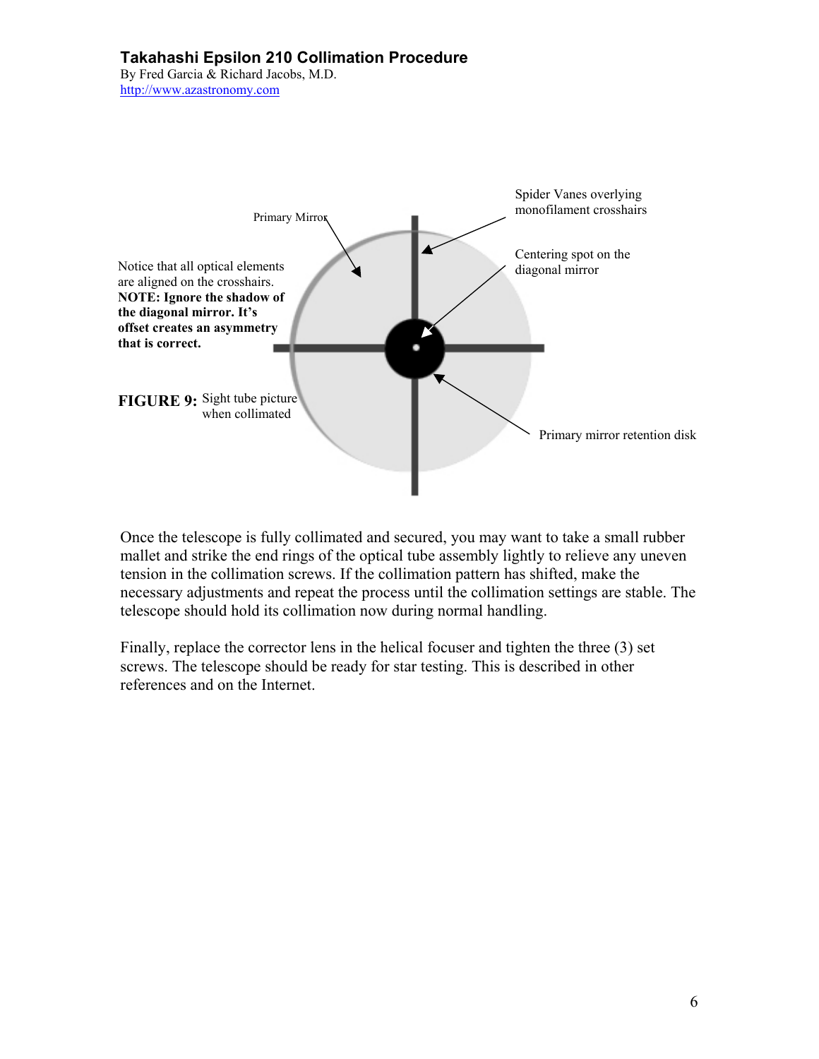**Takahashi Epsilon 210 Collimation Procedure**
By Fred Garcia & Richard Jacobs, M.D.
http://www.azastronomy.com

Primary Mirror

Spider Vanes overlying monofilament crosshairs

Centering spot on the diagonal mirror

Notice that all optical elements are aligned on the crosshairs.
**NOTE: Ignore the shadow of the diagonal mirror. It's offset creates an asymmetry that is correct.**

Primary mirror retention disk

**FIGURE 9:** Sight tube picture when collimated

Once the telescope is fully collimated and secured, you may want to take a small rubber mallet and strike the end rings of the optical tube assembly lightly to relieve any uneven tension in the collimation screws. If the collimation pattern has shifted, make the necessary adjustments and repeat the process until the collimation settings are stable. The telescope should hold its collimation now during normal handling.

Finally, replace the corrector lens in the helical focuser and tighten the three (3) set screws. The telescope should be ready for star testing. This is described in other references and on the Internet.